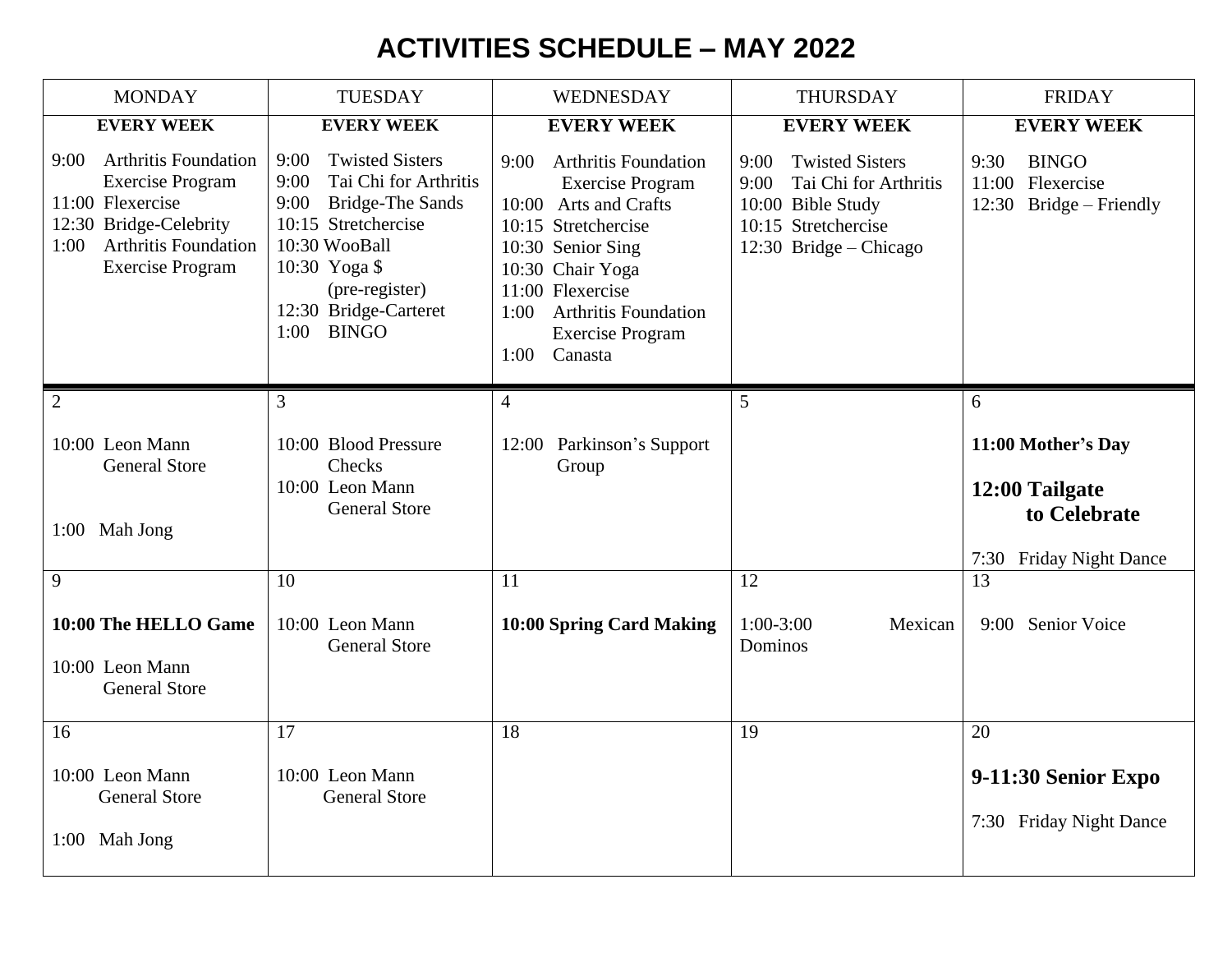# ACTIVITIES SCHEDULE – MAY 2022

| MONDAY | TUESDAY | WEDNESDAY | THURSDAY | FRIDAY |
| --- | --- | --- | --- | --- |
| **EVERY WEEK**<br>9:00 Arthritis Foundation Exercise Program<br>11:00 Flexercise<br>12:30 Bridge-Celebrity<br>1:00 Arthritis Foundation Exercise Program | **EVERY WEEK**<br>9:00 Twisted Sisters<br>9:00 Tai Chi for Arthritis<br>9:00 Bridge-The Sands<br>10:15 Stretchercise<br>10:30 WooBall<br>10:30 Yoga $ (pre-register)<br>12:30 Bridge-Carteret<br>1:00 BINGO | **EVERY WEEK**<br>9:00 Arthritis Foundation Exercise Program<br>10:00 Arts and Crafts<br>10:15 Stretchercise<br>10:30 Senior Sing<br>10:30 Chair Yoga<br>11:00 Flexercise<br>1:00 Arthritis Foundation Exercise Program<br>1:00 Canasta | **EVERY WEEK**<br>9:00 Twisted Sisters<br>9:00 Tai Chi for Arthritis<br>10:00 Bible Study<br>10:15 Stretchercise<br>12:30 Bridge – Chicago | **EVERY WEEK**<br>9:30 BINGO<br>11:00 Flexercise<br>12:30 Bridge – Friendly |
| 2<br>10:00 Leon Mann General Store<br>1:00 Mah Jong | 3<br>10:00 Blood Pressure Checks<br>10:00 Leon Mann General Store | 4<br>12:00 Parkinson's Support Group | 5 | 6<br>**11:00 Mother's Day**<br>**12:00 Tailgate to Celebrate**<br>7:30 Friday Night Dance |
| 9<br>**10:00 The HELLO Game**<br>10:00 Leon Mann General Store | 10<br>10:00 Leon Mann General Store | 11<br>**10:00 Spring Card Making** | 12<br>1:00-3:00 Mexican Dominos | 13<br>9:00 Senior Voice |
| 16<br>10:00 Leon Mann General Store<br>1:00 Mah Jong | 17<br>10:00 Leon Mann General Store | 18 | 19 | 20<br>**9-11:30 Senior Expo**<br>7:30 Friday Night Dance |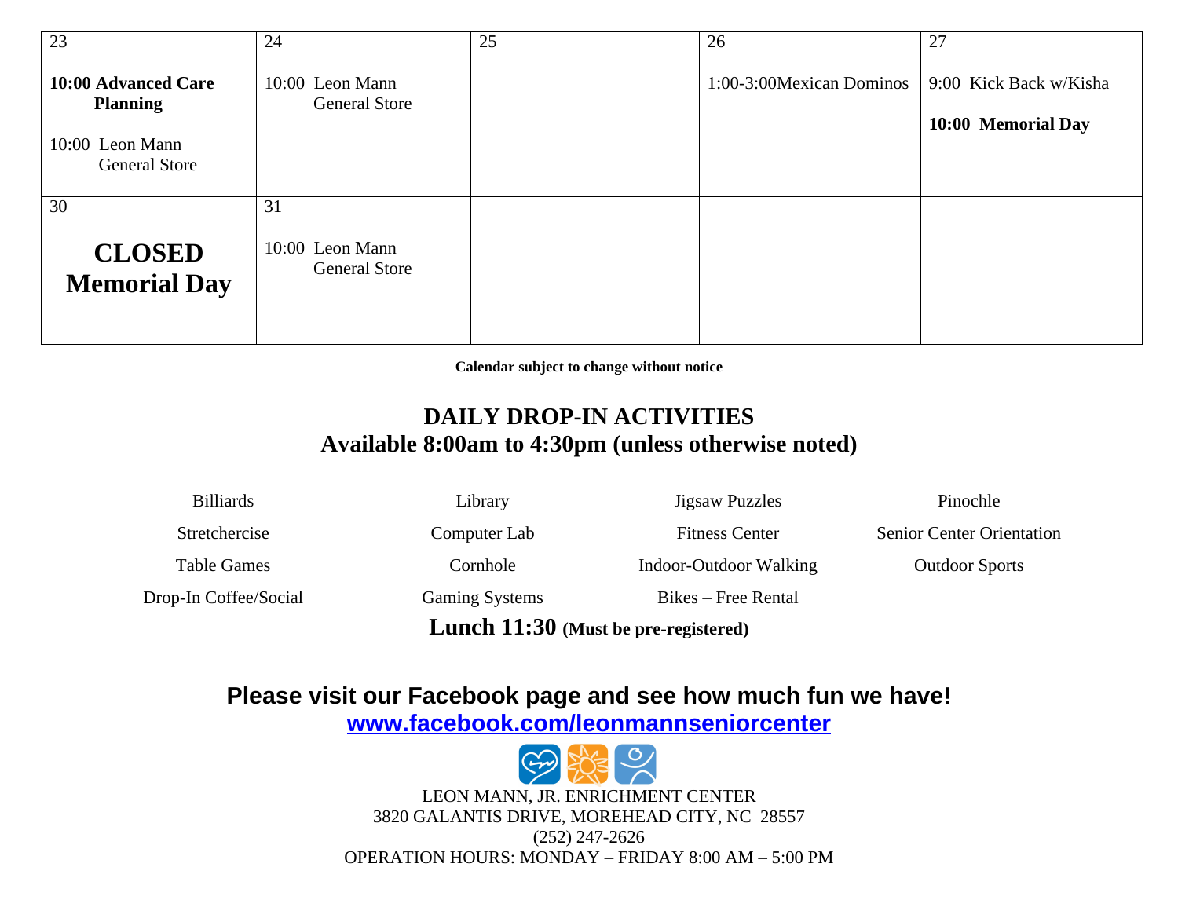| | | | | |
|---|---|---|---|---|
| 23<br><br>**10:00 Advanced Care Planning**<br><br>10:00 Leon Mann General Store | 24<br><br>10:00 Leon Mann General Store | 25 | 26<br><br>1:00-3:00Mexican Dominos | 27<br><br>9:00 Kick Back w/Kisha<br><br>**10:00 Memorial Day** |
| 30<br><br>**CLOSED Memorial Day** | 31<br><br>10:00 Leon Mann General Store | | | |

**Calendar subject to change without notice**

## DAILY DROP-IN ACTIVITIES
## Available 8:00am to 4:30pm (unless otherwise noted)

| | | | |
|---|---|---|---|
| Billiards | Library | Jigsaw Puzzles | Pinochle |
| Stretchercise | Computer Lab | Fitness Center | Senior Center Orientation |
| Table Games | Cornhole | Indoor-Outdoor Walking | Outdoor Sports |
| Drop-In Coffee/Social | Gaming Systems | Bikes – Free Rental | |

**Lunch 11:30 (Must be pre-registered)**

**Please visit our Facebook page and see how much fun we have!**
**www.facebook.com/leonmannseniorcenter**

LEON MANN, JR. ENRICHMENT CENTER
3820 GALANTIS DRIVE, MOREHEAD CITY, NC 28557
(252) 247-2626
OPERATION HOURS: MONDAY – FRIDAY 8:00 AM – 5:00 PM